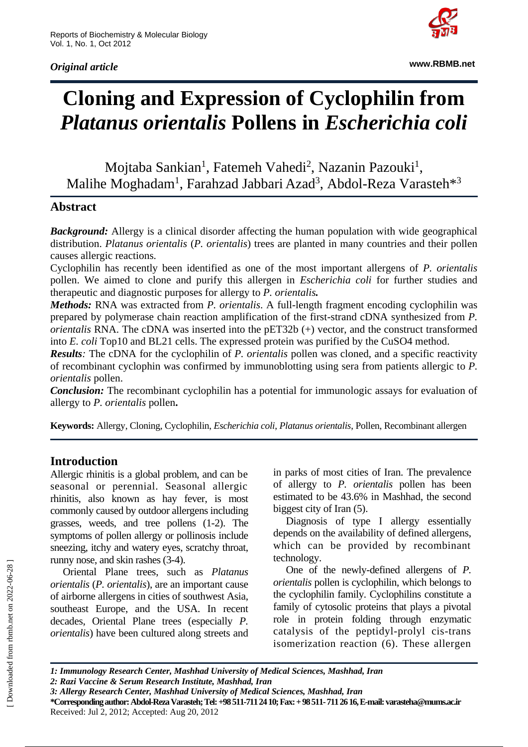*Original article*

# Cloning and Expression of Cyclophilin from *Platanus orientalis* Pollens in *Escherichia coli*

Mojtaba Sankian[1], Fatemeh Vahedi[2], Nazanin Pazouki[1], Malihe Moghadam[1], Farahzad Jabbari Azad[3], Abdol-Reza Varasteh*[3]

## Abstract

***Background:*** Allergy is a clinical disorder affecting the human population with wide geographical distribution. *Platanus orientalis* (*P. orientalis*) trees are planted in many countries and their pollen causes allergic reactions.

Cyclophilin has recently been identified as one of the most important allergens of *P. orientalis* pollen. We aimed to clone and purify this allergen in *Escherichia coli* for further studies and therapeutic and diagnostic purposes for allergy to ***P. orientalis.***

***Methods:*** RNA was extracted from *P. orientalis*. A full-length fragment encoding cyclophilin was prepared by polymerase chain reaction amplification of the first-strand cDNA synthesized from *P. orientalis* RNA. The cDNA was inserted into the pET32b (+) vector, and the construct transformed into *E. coli* Top10 and BL21 cells. The expressed protein was purified by the CuSO4 method.

***Results:*** The cDNA for the cyclophilin of *P. orientalis* pollen was cloned, and a specific reactivity of recombinant cyclophin was confirmed by immunoblotting using sera from patients allergic to *P. orientalis* pollen.

***Conclusion:*** The recombinant cyclophin has a potential for immunologic assays for evaluation of allergy to *P. orientalis* pollen**.**

**Keywords:** Allergy, Cloning, Cyclophilin, *Escherichia coli*, *Platanus orientalis*, Pollen, Recombinant allergen

## Introduction

Allergic rhinitis is a global problem, and can be seasonal or perennial. Seasonal allergic rhinitis, also known as hay fever, is most commonly caused by outdoor allergens including grasses, weeds, and tree pollens (1-2). The symptoms of pollen allergy or pollinosis include sneezing, itchy and watery eyes, scratchy throat, runny nose, and skin rashes (3-4).

Oriental Plane trees, such as *Platanus orientalis* (*P. orientalis*), are an important cause of airborne allergens in cities of southwest Asia, southeast Europe, and the USA. In recent decades, Oriental Plane trees (especially *P. orientalis*) have been cultured along streets and in parks of most cities of Iran. The prevalence of allergy to *P. orientalis* pollen has been estimated to be 43.6% in Mashhad, the second biggest city of Iran (5).

Diagnosis of type I allergy essentially depends on the availability of defined allergens, which can be provided by recombinant technology.

One of the newly-defined allergens of *P. orientalis* pollen is cyclophilin, which belongs to the cyclophilin family. Cyclophilins constitute a family of cytosolic proteins that plays a pivotal role in protein folding through enzymatic catalysis of the peptidyl-prolyl cis-trans isomerization reaction (6). These allergen

*1: Immunology Research Center, Mashhad University of Medical Sciences, Mashhad, Iran*

*2: Razi Vaccine & Serum Research Institute, Mashhad, Iran*

*3: Allergy Research Center, Mashhad University of Medical Sciences, Mashhad, Iran*

**\*Corresponding author: Abdol-Reza Varasteh; Tel: +98 511-711 24 10; Fax: + 98 511- 711 26 16, E-mail: varasteha@mums.ac.ir**

Received: Jul 2, 2012; Accepted: Aug 20, 2012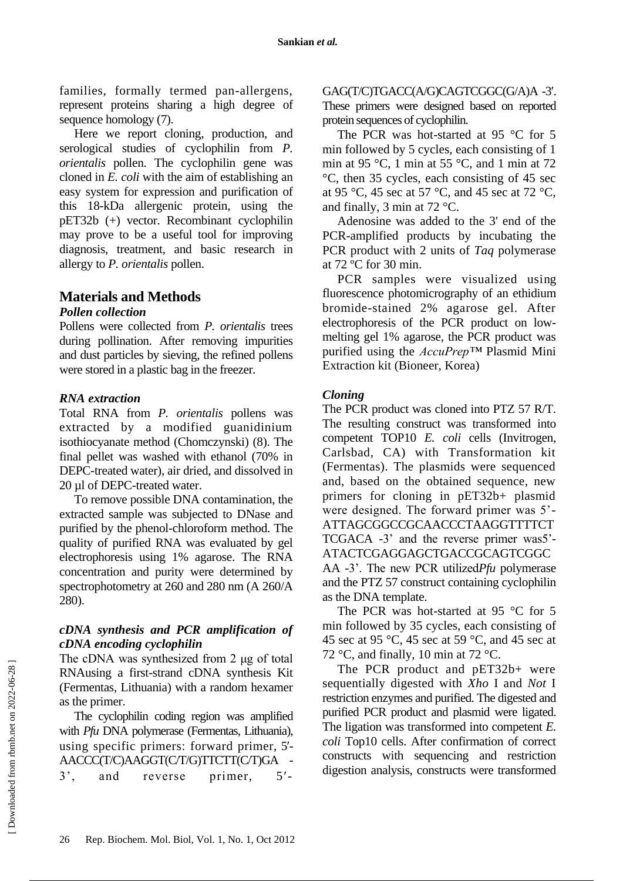families, formally termed pan-allergens, represent proteins sharing a high degree of sequence homology (7).

Here we report cloning, production, and serological studies of cyclophilin from *P. orientalis* pollen. The cyclophilin gene was cloned in *E. coli* with the aim of establishing an easy system for expression and purification of this 18-kDa allergenic protein, using the pET32b (+) vector. Recombinant cyclophilin may prove to be a useful tool for improving diagnosis, treatment, and basic research in allergy to *P. orientalis* pollen.

## Materials and Methods

### *Pollen collection*

Pollens were collected from *P. orientalis* trees during pollination. After removing impurities and dust particles by sieving, the refined pollens were stored in a plastic bag in the freezer.

### *RNA extraction*

Total RNA from *P. orientalis* pollens was extracted by a modified guanidinium isothiocyanate method (Chomczynski) (8). The final pellet was washed with ethanol (70% in DEPC-treated water), air dried, and dissolved in 20 µl of DEPC-treated water.

To remove possible DNA contamination, the extracted sample was subjected to DNase and purified by the phenol-chloroform method. The quality of purified RNA was evaluated by gel electrophoresis using 1% agarose. The RNA concentration and purity were determined by spectrophotometry at 260 and 280 nm (A 260/A 280).

### *cDNA synthesis and PCR amplification of cDNA encoding cyclophilin*

The cDNA was synthesized from 2 µg of total RNAusing a first-strand cDNA synthesis Kit (Fermentas, Lithuania) with a random hexamer as the primer.

The cyclophilin coding region was amplified with *Pfu* DNA polymerase (Fermentas, Lithuania), using specific primers: forward primer, 5′-AACCC(T/C)AAGGT(C/T/G)TTCTT(C/T)GA -3’, and reverse primer, 5′-GAG(T/C)TGACC(A/G)CAGTCGGC(G/A)A -3′. These primers were designed based on reported protein sequences of cyclophilin.

The PCR was hot-started at 95 °C for 5 min followed by 5 cycles, each consisting of 1 min at 95 °C, 1 min at 55 °C, and 1 min at 72 °C, then 35 cycles, each consisting of 45 sec at 95 °C, 45 sec at 57 °C, and 45 sec at 72 °C, and finally, 3 min at 72 °C.

Adenosine was added to the 3' end of the PCR-amplified products by incubating the PCR product with 2 units of *Taq* polymerase at 72 ºC for 30 min.

PCR samples were visualized using fluorescence photomicrography of an ethidium bromide-stained 2% agarose gel. After electrophoresis of the PCR product on low-melting gel 1% agarose, the PCR product was purified using the *AccuPrep*™ Plasmid Mini Extraction kit (Bioneer, Korea)

### *Cloning*

The PCR product was cloned into PTZ 57 R/T. The resulting construct was transformed into competent TOP10 *E. coli* cells (Invitrogen, Carlsbad, CA) with Transformation kit (Fermentas). The plasmids were sequenced and, based on the obtained sequence, new primers for cloning in pET32b+ plasmid were designed. The forward primer was 5’-ATTAGCGGCCGCAACCCTAAGGTTTTCT TCGACA -3’ and the reverse primer was5’-ATACTCGAGGAGCTGACCGCAGTCGGC AA -3’. The new PCR utilized*Pfu* polymerase and the PTZ 57 construct containing cyclophilin as the DNA template.

The PCR was hot-started at 95 °C for 5 min followed by 35 cycles, each consisting of 45 sec at 95 °C, 45 sec at 59 °C, and 45 sec at 72 °C, and finally, 10 min at 72 °C.

The PCR product and pET32b+ were sequentially digested with *Xho* I and *Not* I restriction enzymes and purified. The digested and purified PCR product and plasmid were ligated. The ligation was transformed into competent *E. coli* Top10 cells. After confirmation of correct constructs with sequencing and restriction digestion analysis, constructs were transformed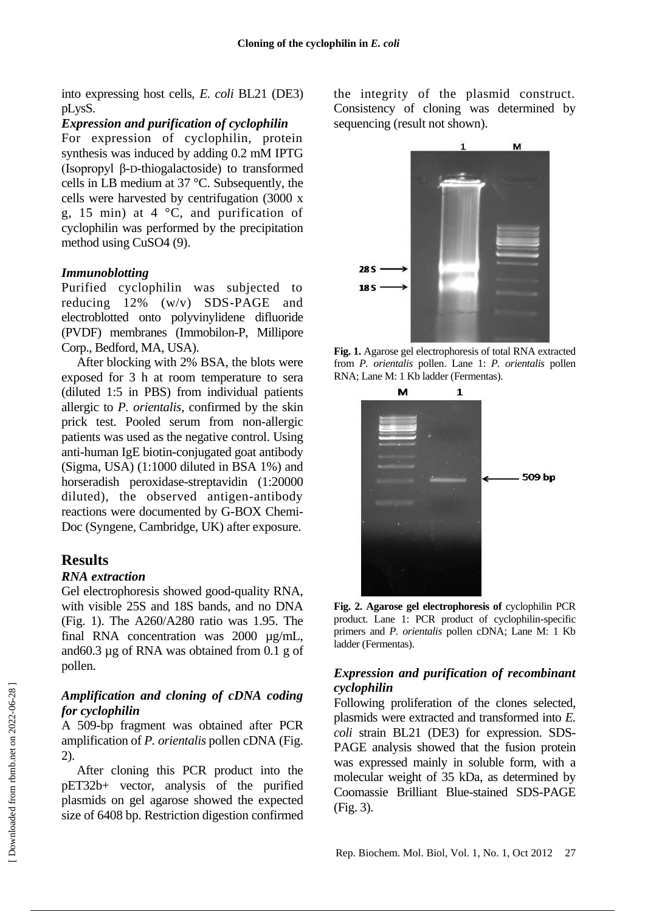into expressing host cells, *E. coli* BL21 (DE3) pLysS.

### *Expression and purification of cyclophilin*

For expression of cyclophilin, protein synthesis was induced by adding 0.2 mM IPTG (Isopropyl β-D-thiogalactoside) to transformed cells in LB medium at 37 °C. Subsequently, the cells were harvested by centrifugation (3000 x g, 15 min) at 4 °C, and purification of cyclophilin was performed by the precipitation method using $CuSO_4$ (9).

### *Immunoblotting*

Purified cyclophilin was subjected to reducing 12% (w/v) SDS-PAGE and electroblotted onto polyvinylidene difluoride (PVDF) membranes (Immobilon-P, Millipore Corp., Bedford, MA, USA).

After blocking with 2% BSA, the blots were exposed for 3 h at room temperature to sera (diluted 1:5 in PBS) from individual patients allergic to *P. orientalis*, confirmed by the skin prick test. Pooled serum from non-allergic patients was used as the negative control. Using anti-human IgE biotin-conjugated goat antibody (Sigma, USA) (1:1000 diluted in BSA 1%) and horseradish peroxidase-streptavidin (1:20000 diluted), the observed antigen-antibody reactions were documented by G-BOX Chemi-Doc (Syngene, Cambridge, UK) after exposure.

## Results

### *RNA extraction*

Gel electrophoresis showed good-quality RNA, with visible 25S and 18S bands, and no DNA (Fig. 1). The A260/A280 ratio was 1.95. The final RNA concentration was 2000 µg/mL, and60.3 µg of RNA was obtained from 0.1 g of pollen.

### *Amplification and cloning of cDNA coding for cyclophilin*

A 509-bp fragment was obtained after PCR amplification of *P. orientalis* pollen cDNA (Fig. 2).

After cloning this PCR product into the pET32b+ vector, analysis of the purified plasmids on gel agarose showed the expected size of 6408 bp. Restriction digestion confirmed the integrity of the plasmid construct. Consistency of cloning was determined by sequencing (result not shown).

**Fig. 1.** Agarose gel electrophoresis of total RNA extracted from *P. orientalis* pollen. Lane 1: *P. orientalis* pollen RNA; Lane M: 1 Kb ladder (Fermentas).

**Fig. 2. Agarose gel electrophoresis of** cyclophilin PCR product. Lane 1: PCR product of cyclophilin-specific primers and *P. orientalis* pollen cDNA; Lane M: 1 Kb ladder (Fermentas).

### *Expression and purification of recombinant cyclophilin*

Following proliferation of the clones selected, plasmids were extracted and transformed into *E. coli* strain BL21 (DE3) for expression. SDS-PAGE analysis showed that the fusion protein was expressed mainly in soluble form, with a molecular weight of 35 kDa, as determined by Coomassie Brilliant Blue-stained SDS-PAGE (Fig. 3).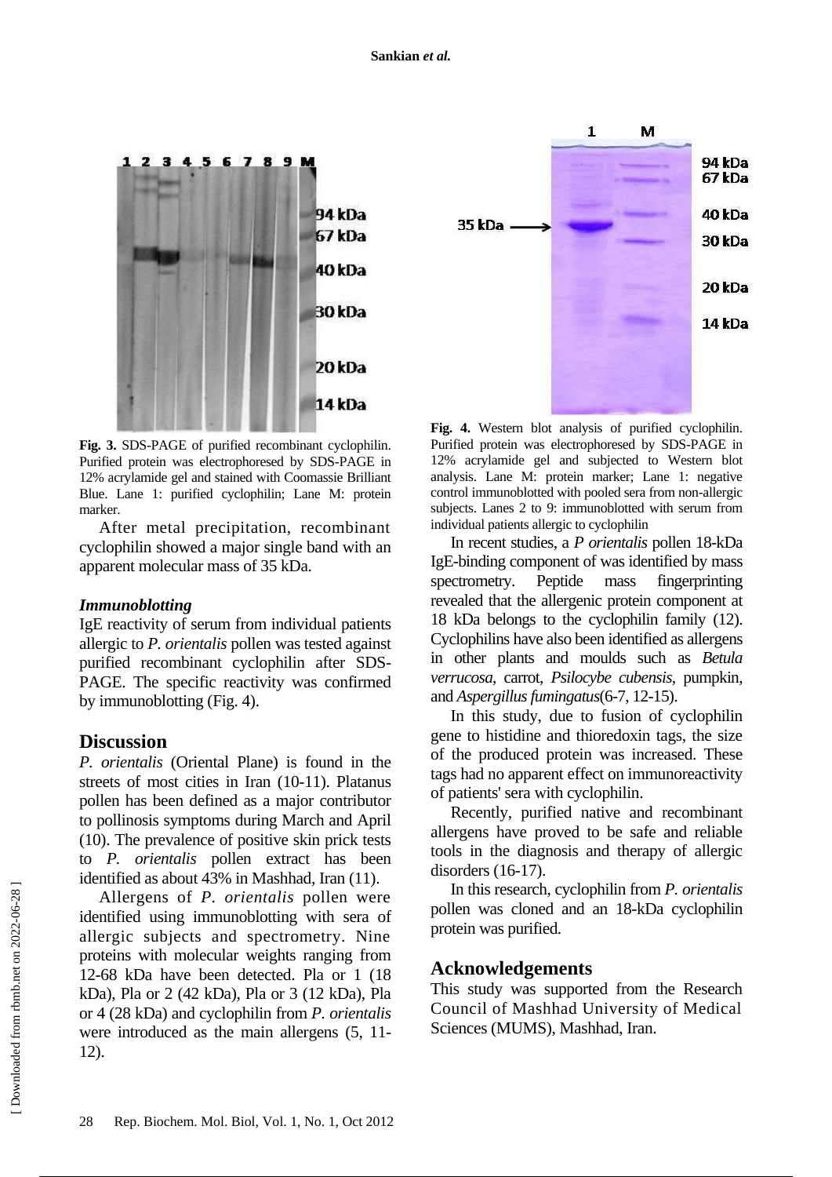**Fig. 3.** SDS-PAGE of purified recombinant cyclophilin. Purified protein was electrophoresed by SDS-PAGE in 12% acrylamide gel and stained with Coomassie Brilliant Blue. Lane 1: purified cyclophilin; Lane M: protein marker.

After metal precipitation, recombinant cyclophilin showed a major single band with an apparent molecular mass of 35 kDa.

### *Immunoblotting*

IgE reactivity of serum from individual patients allergic to *P. orientalis* pollen was tested against purified recombinant cyclophilin after SDS-PAGE. The specific reactivity was confirmed by immunoblotting (Fig. 4).

**Fig. 4.** Western blot analysis of purified cyclophilin. Purified protein was electrophoresed by SDS-PAGE in 12% acrylamide gel and subjected to Western blot analysis. Lane M: protein marker; Lane 1: negative control immunoblotted with pooled sera from non-allergic subjects. Lanes 2 to 9: immunoblotted with serum from individual patients allergic to cyclophilin

## Discussion

*P. orientalis* (Oriental Plane) is found in the streets of most cities in Iran (10-11). Platanus pollen has been defined as a major contributor to pollinosis symptoms during March and April (10). The prevalence of positive skin prick tests to *P. orientalis* pollen extract has been identified as about 43% in Mashhad, Iran (11).

Allergens of *P. orientalis* pollen were identified using immunoblotting with sera of allergic subjects and spectrometry. Nine proteins with molecular weights ranging from 12-68 kDa have been detected. Pla or 1 (18 kDa), Pla or 2 (42 kDa), Pla or 3 (12 kDa), Pla or 4 (28 kDa) and cyclophilin from *P. orientalis* were introduced as the main allergens (5, 11-12).

In recent studies, a *P orientalis* pollen 18-kDa IgE-binding component of was identified by mass spectrometry. Peptide mass fingerprinting revealed that the allergenic protein component at 18 kDa belongs to the cyclophilin family (12). Cyclophilins have also been identified as allergens in other plants and moulds such as *Betula verrucosa*, carrot, *Psilocybe cubensis*, pumpkin, and *Aspergillus fumingatus*(6-7, 12-15).

In this study, due to fusion of cyclophilin gene to histidine and thioredoxin tags, the size of the produced protein was increased. These tags had no apparent effect on immunoreactivity of patients' sera with cyclophilin.

Recently, purified native and recombinant allergens have proved to be safe and reliable tools in the diagnosis and therapy of allergic disorders (16-17).

In this research, cyclophilin from *P. orientalis* pollen was cloned and an 18-kDa cyclophilin protein was purified.

## Acknowledgements

This study was supported from the Research Council of Mashhad University of Medical Sciences (MUMS), Mashhad, Iran.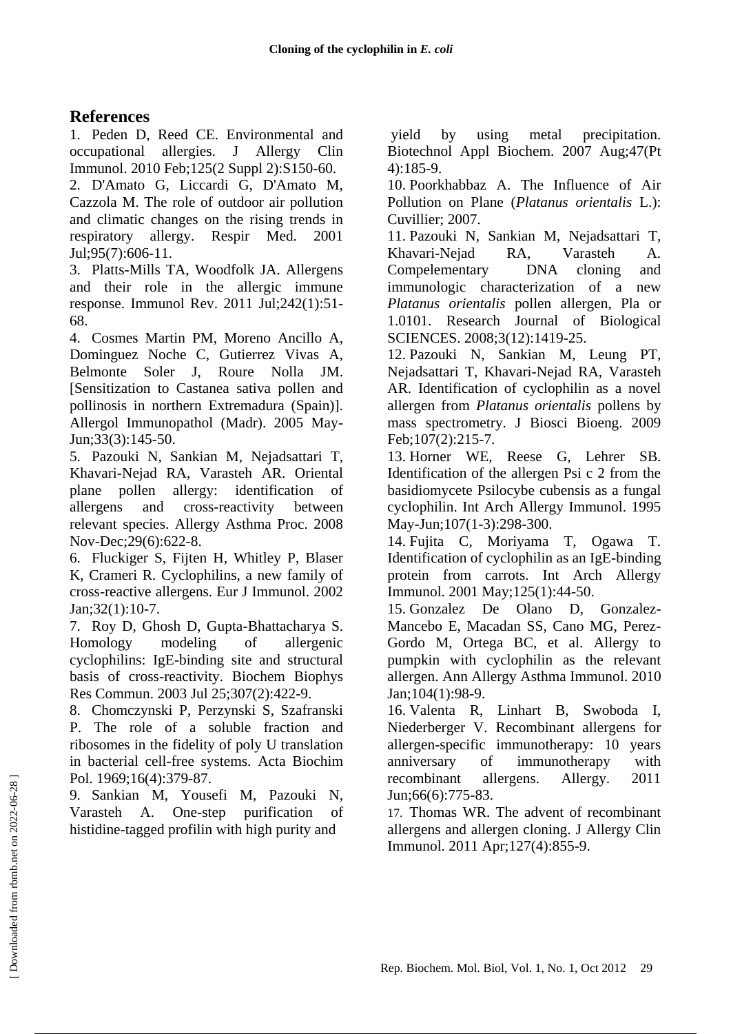## References

1. Peden D, Reed CE. Environmental and occupational allergies. J Allergy Clin Immunol. 2010 Feb;125(2 Suppl 2):S150-60.
2. D'Amato G, Liccardi G, D'Amato M, Cazzola M. The role of outdoor air pollution and climatic changes on the rising trends in respiratory allergy. Respir Med. 2001 Jul;95(7):606-11.
3. Platts-Mills TA, Woodfolk JA. Allergens and their role in the allergic immune response. Immunol Rev. 2011 Jul;242(1):51-68.
4. Cosmes Martin PM, Moreno Ancillo A, Dominguez Noche C, Gutierrez Vivas A, Belmonte Soler J, Roure Nolla JM. [Sensitization to Castanea sativa pollen and pollinosis in northern Extremadura (Spain)]. Allergol Immunopathol (Madr). 2005 May-Jun;33(3):145-50.
5. Pazouki N, Sankian M, Nejadsattari T, Khavari-Nejad RA, Varasteh AR. Oriental plane pollen allergy: identification of allergens and cross-reactivity between relevant species. Allergy Asthma Proc. 2008 Nov-Dec;29(6):622-8.
6. Fluckiger S, Fijten H, Whitley P, Blaser K, Crameri R. Cyclophilins, a new family of cross-reactive allergens. Eur J Immunol. 2002 Jan;32(1):10-7.
7. Roy D, Ghosh D, Gupta-Bhattacharya S. Homology modeling of allergenic cyclophilins: IgE-binding site and structural basis of cross-reactivity. Biochem Biophys Res Commun. 2003 Jul 25;307(2):422-9.
8. Chomczynski P, Perzynski S, Szafranski P. The role of a soluble fraction and ribosomes in the fidelity of poly U translation in bacterial cell-free systems. Acta Biochim Pol. 1969;16(4):379-87.
9. Sankian M, Yousefi M, Pazouki N, Varasteh A. One-step purification of histidine-tagged profilin with high purity and yield by using metal precipitation. Biotechnol Appl Biochem. 2007 Aug;47(Pt 4):185-9.
10. Poorkhabbaz A. The Influence of Air Pollution on Plane (*Platanus orientalis* L.): Cuvillier; 2007.
11. Pazouki N, Sankian M, Nejadsattari T, Khavari-Nejad RA, Varasteh A. Compelementary DNA cloning and immunologic characterization of a new *Platanus orientalis* pollen allergen, Pla or 1.0101. Research Journal of Biological SCIENCES. 2008;3(12):1419-25.
12. Pazouki N, Sankian M, Leung PT, Nejadsattari T, Khavari-Nejad RA, Varasteh AR. Identification of cyclophilin as a novel allergen from *Platanus orientalis* pollens by mass spectrometry. J Biosci Bioeng. 2009 Feb;107(2):215-7.
13. Horner WE, Reese G, Lehrer SB. Identification of the allergen Psi c 2 from the basidiomycete Psilocybe cubensis as a fungal cyclophilin. Int Arch Allergy Immunol. 1995 May-Jun;107(1-3):298-300.
14. Fujita C, Moriyama T, Ogawa T. Identification of cyclophilin as an IgE-binding protein from carrots. Int Arch Allergy Immunol. 2001 May;125(1):44-50.
15. Gonzalez De Olano D, Gonzalez-Mancebo E, Macadan SS, Cano MG, Perez-Gordo M, Ortega BC, et al. Allergy to pumpkin with cyclophilin as the relevant allergen. Ann Allergy Asthma Immunol. 2010 Jan;104(1):98-9.
16. Valenta R, Linhart B, Swoboda I, Niederberger V. Recombinant allergens for allergen-specific immunotherapy: 10 years anniversary of immunotherapy with recombinant allergens. Allergy. 2011 Jun;66(6):775-83.
17. Thomas WR. The advent of recombinant allergens and allergen cloning. J Allergy Clin Immunol. 2011 Apr;127(4):855-9.